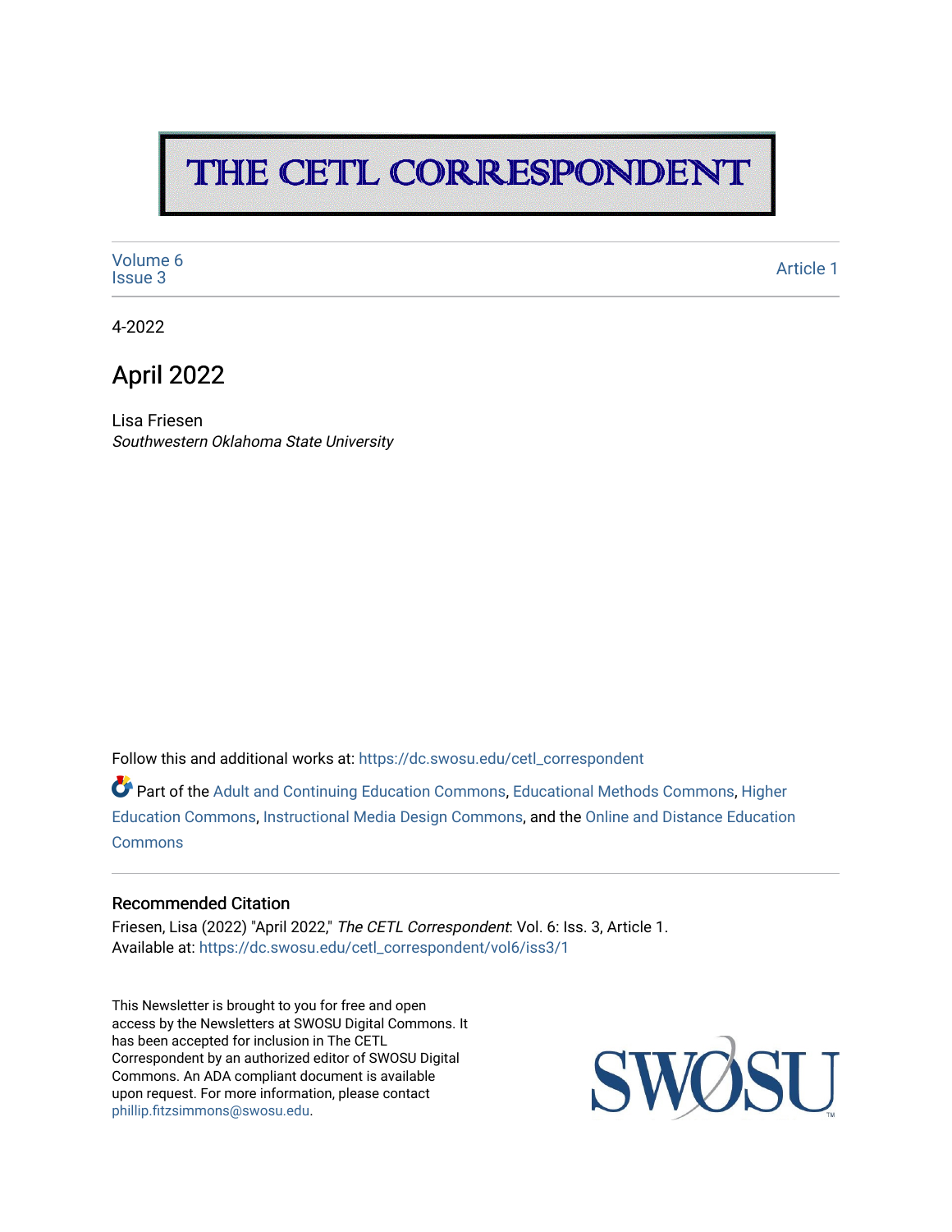# THE CETL CORRESPONDENT

Volume 6
Issue 3

Article 1

4-2022

## April 2022

Lisa Friesen
*Southwestern Oklahoma State University*

Follow this and additional works at: https://dc.swosu.edu/cetl_correspondent

Part of the Adult and Continuing Education Commons, Educational Methods Commons, Higher Education Commons, Instructional Media Design Commons, and the Online and Distance Education Commons

### Recommended Citation

Friesen, Lisa (2022) "April 2022," *The CETL Correspondent*: Vol. 6: Iss. 3, Article 1.
Available at: https://dc.swosu.edu/cetl_correspondent/vol6/iss3/1

This Newsletter is brought to you for free and open access by the Newsletters at SWOSU Digital Commons. It has been accepted for inclusion in The CETL Correspondent by an authorized editor of SWOSU Digital Commons. An ADA compliant document is available upon request. For more information, please contact phillip.fitzsimmons@swosu.edu.

SWOSU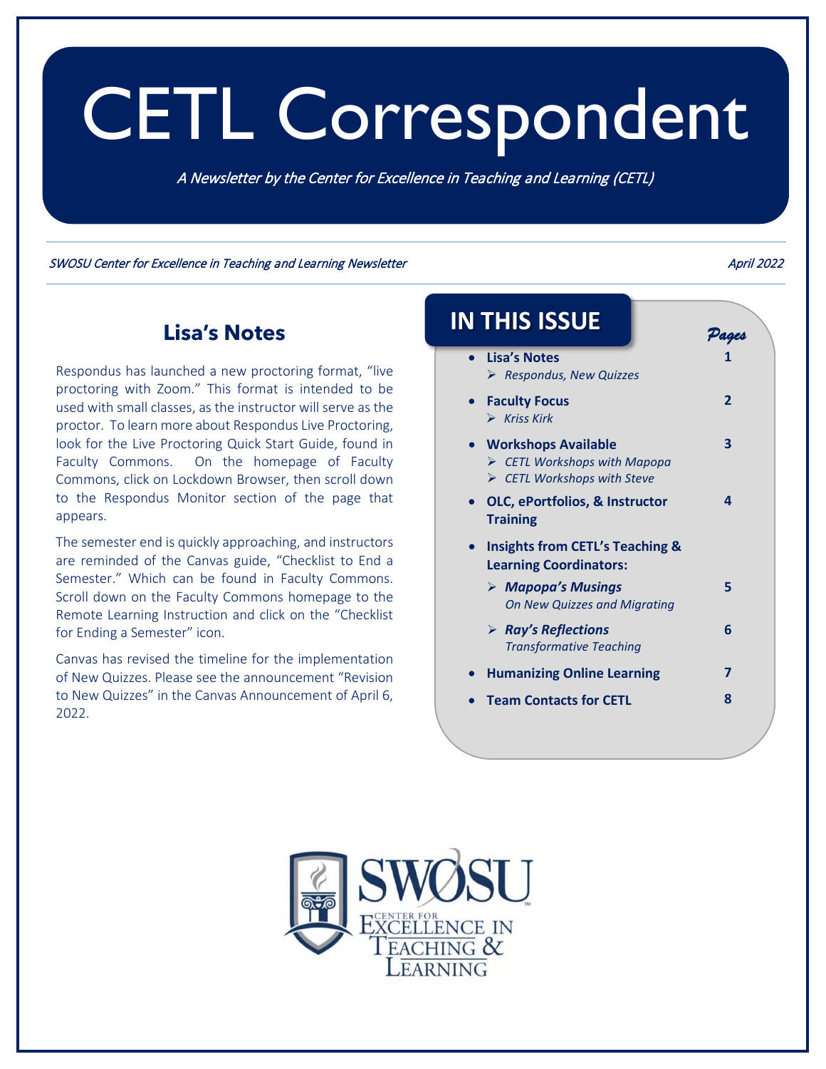# CETL Correspondent

*A Newsletter by the Center for Excellence in Teaching and Learning (CETL)*

*SWOSU Center for Excellence in Teaching and Learning Newsletter* *April 2022*

## Lisa's Notes

Respondus has launched a new proctoring format, "live proctoring with Zoom." This format is intended to be used with small classes, as the instructor will serve as the proctor. To learn more about Respondus Live Proctoring, look for the Live Proctoring Quick Start Guide, found in Faculty Commons. On the homepage of Faculty Commons, click on Lockdown Browser, then scroll down to the Respondus Monitor section of the page that appears.

The semester end is quickly approaching, and instructors are reminded of the Canvas guide, "Checklist to End a Semester." Which can be found in Faculty Commons. Scroll down on the Faculty Commons homepage to the Remote Learning Instruction and click on the "Checklist for Ending a Semester" icon.

Canvas has revised the timeline for the implementation of New Quizzes. Please see the announcement "Revision to New Quizzes" in the Canvas Announcement of April 6, 2022.

## IN THIS ISSUE

| | Pages |
|---|---|
| **Lisa's Notes** — *Respondus, New Quizzes* | 1 |
| **Faculty Focus** — *Kriss Kirk* | 2 |
| **Workshops Available** — *CETL Workshops with Mapopa*; *CETL Workshops with Steve* | 3 |
| **OLC, ePortfolios, & Instructor Training** | 4 |
| **Insights from CETL's Teaching & Learning Coordinators:** | |
| ***Mapopa's Musings*** — *On New Quizzes and Migrating* | 5 |
| ***Ray's Reflections*** — *Transformative Teaching* | 6 |
| **Humanizing Online Learning** | 7 |
| **Team Contacts for CETL** | 8 |

SWOSU Center for Excellence in Teaching & Learning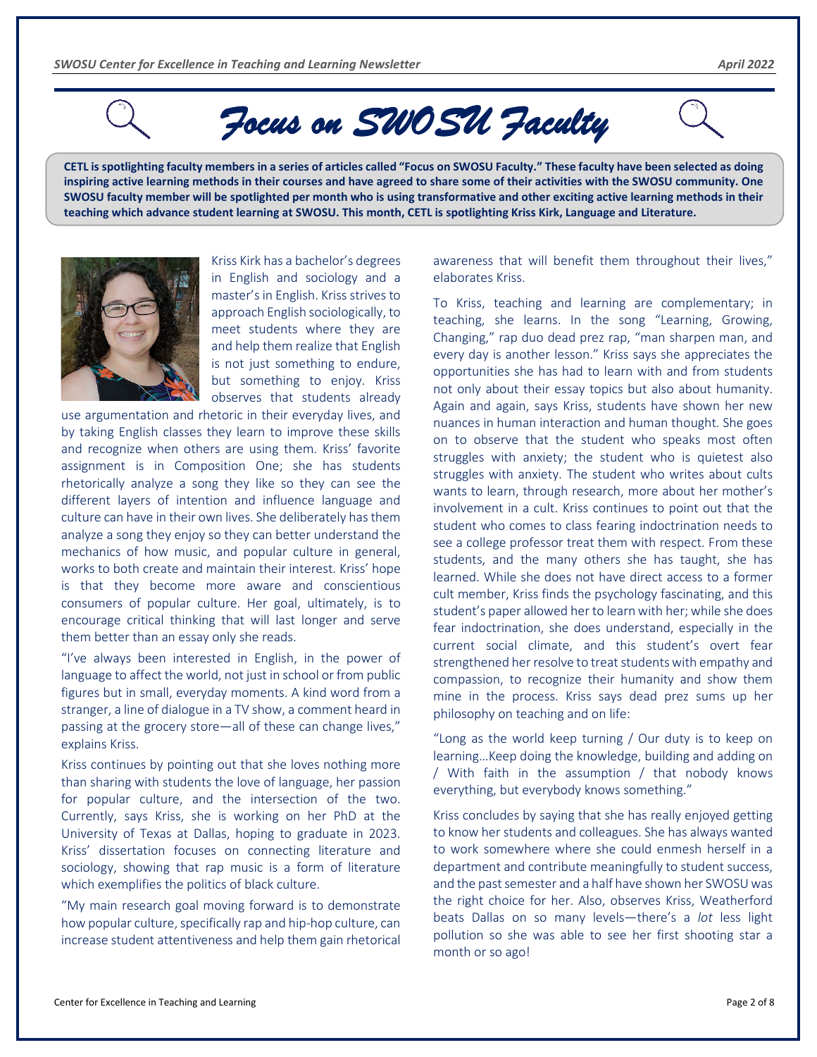# *Focus on SWOSU Faculty*

**CETL is spotlighting faculty members in a series of articles called "Focus on SWOSU Faculty." These faculty have been selected as doing inspiring active learning methods in their courses and have agreed to share some of their activities with the SWOSU community. One SWOSU faculty member will be spotlighted per month who is using transformative and other exciting active learning methods in their teaching which advance student learning at SWOSU. This month, CETL is spotlighting Kriss Kirk, Language and Literature.**

Kriss Kirk has a bachelor's degrees in English and sociology and a master's in English. Kriss strives to approach English sociologically, to meet students where they are and help them realize that English is not just something to endure, but something to enjoy. Kriss observes that students already use argumentation and rhetoric in their everyday lives, and by taking English classes they learn to improve these skills and recognize when others are using them. Kriss' favorite assignment is in Composition One; she has students rhetorically analyze a song they like so they can see the different layers of intention and influence language and culture can have in their own lives. She deliberately has them analyze a song they enjoy so they can better understand the mechanics of how music, and popular culture in general, works to both create and maintain their interest. Kriss' hope is that they become more aware and conscientious consumers of popular culture. Her goal, ultimately, is to encourage critical thinking that will last longer and serve them better than an essay only she reads.

"I've always been interested in English, in the power of language to affect the world, not just in school or from public figures but in small, everyday moments. A kind word from a stranger, a line of dialogue in a TV show, a comment heard in passing at the grocery store—all of these can change lives," explains Kriss.

Kriss continues by pointing out that she loves nothing more than sharing with students the love of language, her passion for popular culture, and the intersection of the two. Currently, says Kriss, she is working on her PhD at the University of Texas at Dallas, hoping to graduate in 2023. Kriss' dissertation focuses on connecting literature and sociology, showing that rap music is a form of literature which exemplifies the politics of black culture.

"My main research goal moving forward is to demonstrate how popular culture, specifically rap and hip-hop culture, can increase student attentiveness and help them gain rhetorical awareness that will benefit them throughout their lives," elaborates Kriss.

To Kriss, teaching and learning are complementary; in teaching, she learns. In the song "Learning, Growing, Changing," rap duo dead prez rap, "man sharpen man, and every day is another lesson." Kriss says she appreciates the opportunities she has had to learn with and from students not only about their essay topics but also about humanity. Again and again, says Kriss, students have shown her new nuances in human interaction and human thought. She goes on to observe that the student who speaks most often struggles with anxiety; the student who is quietest also struggles with anxiety. The student who writes about cults wants to learn, through research, more about her mother's involvement in a cult. Kriss continues to point out that the student who comes to class fearing indoctrination needs to see a college professor treat them with respect. From these students, and the many others she has taught, she has learned. While she does not have direct access to a former cult member, Kriss finds the psychology fascinating, and this student's paper allowed her to learn with her; while she does fear indoctrination, she does understand, especially in the current social climate, and this student's overt fear strengthened her resolve to treat students with empathy and compassion, to recognize their humanity and show them mine in the process. Kriss says dead prez sums up her philosophy on teaching and on life:

"Long as the world keep turning / Our duty is to keep on learning…Keep doing the knowledge, building and adding on / With faith in the assumption / that nobody knows everything, but everybody knows something."

Kriss concludes by saying that she has really enjoyed getting to know her students and colleagues. She has always wanted to work somewhere where she could enmesh herself in a department and contribute meaningfully to student success, and the past semester and a half have shown her SWOSU was the right choice for her. Also, observes Kriss, Weatherford beats Dallas on so many levels—there's a *lot* less light pollution so she was able to see her first shooting star a month or so ago!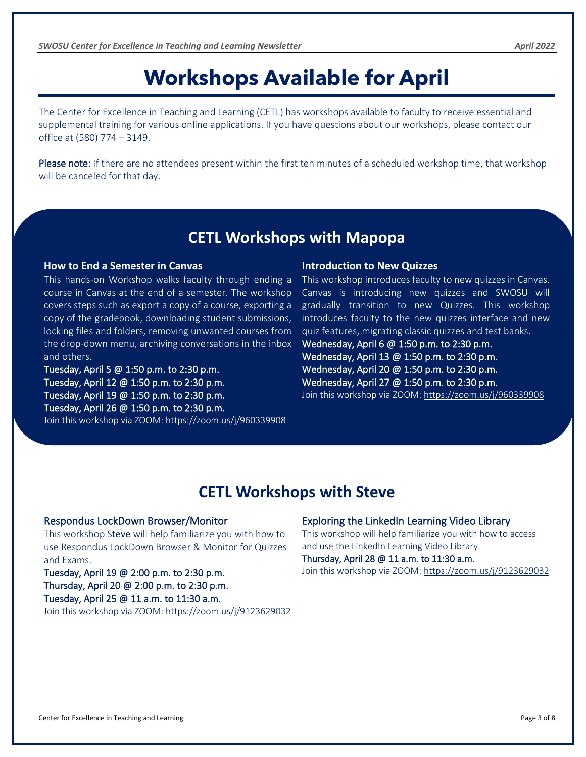# Workshops Available for April

The Center for Excellence in Teaching and Learning (CETL) has workshops available to faculty to receive essential and supplemental training for various online applications. If you have questions about our workshops, please contact our office at (580) 774 – 3149.

**Please note:** If there are no attendees present within the first ten minutes of a scheduled workshop time, that workshop will be canceled for that day.

## CETL Workshops with Mapopa

### How to End a Semester in Canvas

This hands-on Workshop walks faculty through ending a course in Canvas at the end of a semester. The workshop covers steps such as export a copy of a course, exporting a copy of the gradebook, downloading student submissions, locking files and folders, removing unwanted courses from the drop-down menu, archiving conversations in the inbox and others.

Tuesday, April 5 @ 1:50 p.m. to 2:30 p.m.
Tuesday, April 12 @ 1:50 p.m. to 2:30 p.m.
Tuesday, April 19 @ 1:50 p.m. to 2:30 p.m.
Tuesday, April 26 @ 1:50 p.m. to 2:30 p.m.
Join this workshop via ZOOM: https://zoom.us/j/960339908

### Introduction to New Quizzes

This workshop introduces faculty to new quizzes in Canvas. Canvas is introducing new quizzes and SWOSU will gradually transition to new Quizzes. This workshop introduces faculty to the new quizzes interface and new quiz features, migrating classic quizzes and test banks.

Wednesday, April 6 @ 1:50 p.m. to 2:30 p.m.
Wednesday, April 13 @ 1:50 p.m. to 2:30 p.m.
Wednesday, April 20 @ 1:50 p.m. to 2:30 p.m.
Wednesday, April 27 @ 1:50 p.m. to 2:30 p.m.
Join this workshop via ZOOM: https://zoom.us/j/960339908

## CETL Workshops with Steve

### Respondus LockDown Browser/Monitor

This workshop Steve will help familiarize you with how to use Respondus LockDown Browser & Monitor for Quizzes and Exams.

Tuesday, April 19 @ 2:00 p.m. to 2:30 p.m.
Thursday, April 20 @ 2:00 p.m. to 2:30 p.m.
Tuesday, April 25 @ 11 a.m. to 11:30 a.m.
Join this workshop via ZOOM: https://zoom.us/j/9123629032

### Exploring the LinkedIn Learning Video Library

This workshop will help familiarize you with how to access and use the LinkedIn Learning Video Library.

Thursday, April 28 @ 11 a.m. to 11:30 a.m.
Join this workshop via ZOOM: https://zoom.us/j/9123629032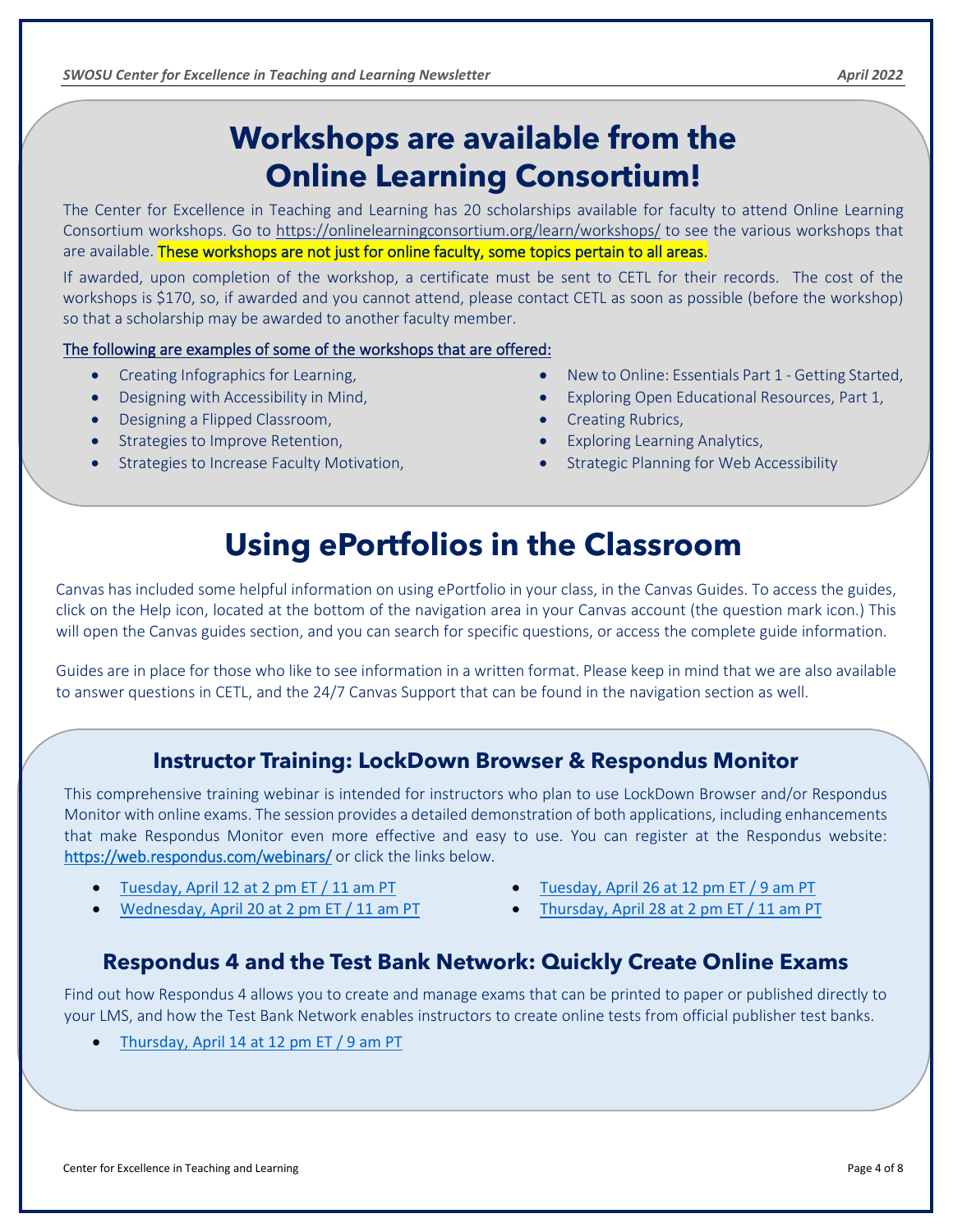# Workshops are available from the Online Learning Consortium!

The Center for Excellence in Teaching and Learning has 20 scholarships available for faculty to attend Online Learning Consortium workshops. Go to https://onlinelearningconsortium.org/learn/workshops/ to see the various workshops that are available. These workshops are not just for online faculty, some topics pertain to all areas.

If awarded, upon completion of the workshop, a certificate must be sent to CETL for their records. The cost of the workshops is $170, so, if awarded and you cannot attend, please contact CETL as soon as possible (before the workshop) so that a scholarship may be awarded to another faculty member.

The following are examples of some of the workshops that are offered:

- Creating Infographics for Learning,
- Designing with Accessibility in Mind,
- Designing a Flipped Classroom,
- Strategies to Improve Retention,
- Strategies to Increase Faculty Motivation,
- New to Online: Essentials Part 1 - Getting Started,
- Exploring Open Educational Resources, Part 1,
- Creating Rubrics,
- Exploring Learning Analytics,
- Strategic Planning for Web Accessibility

# Using ePortfolios in the Classroom

Canvas has included some helpful information on using ePortfolio in your class, in the Canvas Guides. To access the guides, click on the Help icon, located at the bottom of the navigation area in your Canvas account (the question mark icon.) This will open the Canvas guides section, and you can search for specific questions, or access the complete guide information.

Guides are in place for those who like to see information in a written format. Please keep in mind that we are also available to answer questions in CETL, and the 24/7 Canvas Support that can be found in the navigation section as well.

## Instructor Training: LockDown Browser & Respondus Monitor

This comprehensive training webinar is intended for instructors who plan to use LockDown Browser and/or Respondus Monitor with online exams. The session provides a detailed demonstration of both applications, including enhancements that make Respondus Monitor even more effective and easy to use. You can register at the Respondus website: https://web.respondus.com/webinars/ or click the links below.

- Tuesday, April 12 at 2 pm ET / 11 am PT
- Wednesday, April 20 at 2 pm ET / 11 am PT
- Tuesday, April 26 at 12 pm ET / 9 am PT
- Thursday, April 28 at 2 pm ET / 11 am PT

## Respondus 4 and the Test Bank Network: Quickly Create Online Exams

Find out how Respondus 4 allows you to create and manage exams that can be printed to paper or published directly to your LMS, and how the Test Bank Network enables instructors to create online tests from official publisher test banks.

- Thursday, April 14 at 12 pm ET / 9 am PT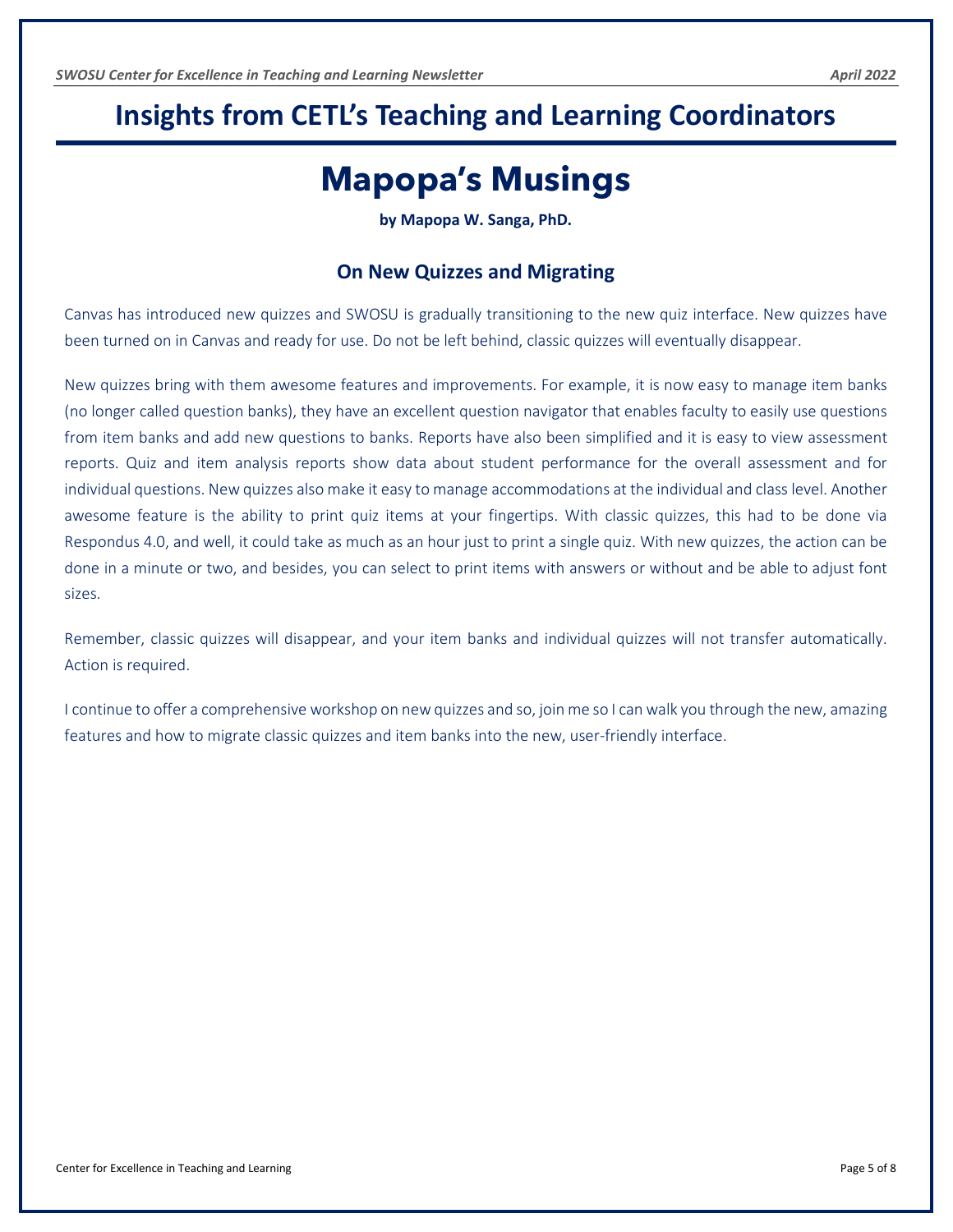# Insights from CETL's Teaching and Learning Coordinators

## Mapopa's Musings

**by Mapopa W. Sanga, PhD.**

### On New Quizzes and Migrating

Canvas has introduced new quizzes and SWOSU is gradually transitioning to the new quiz interface. New quizzes have been turned on in Canvas and ready for use. Do not be left behind, classic quizzes will eventually disappear.

New quizzes bring with them awesome features and improvements. For example, it is now easy to manage item banks (no longer called question banks), they have an excellent question navigator that enables faculty to easily use questions from item banks and add new questions to banks. Reports have also been simplified and it is easy to view assessment reports. Quiz and item analysis reports show data about student performance for the overall assessment and for individual questions. New quizzes also make it easy to manage accommodations at the individual and class level. Another awesome feature is the ability to print quiz items at your fingertips. With classic quizzes, this had to be done via Respondus 4.0, and well, it could take as much as an hour just to print a single quiz. With new quizzes, the action can be done in a minute or two, and besides, you can select to print items with answers or without and be able to adjust font sizes.

Remember, classic quizzes will disappear, and your item banks and individual quizzes will not transfer automatically. Action is required.

I continue to offer a comprehensive workshop on new quizzes and so, join me so I can walk you through the new, amazing features and how to migrate classic quizzes and item banks into the new, user-friendly interface.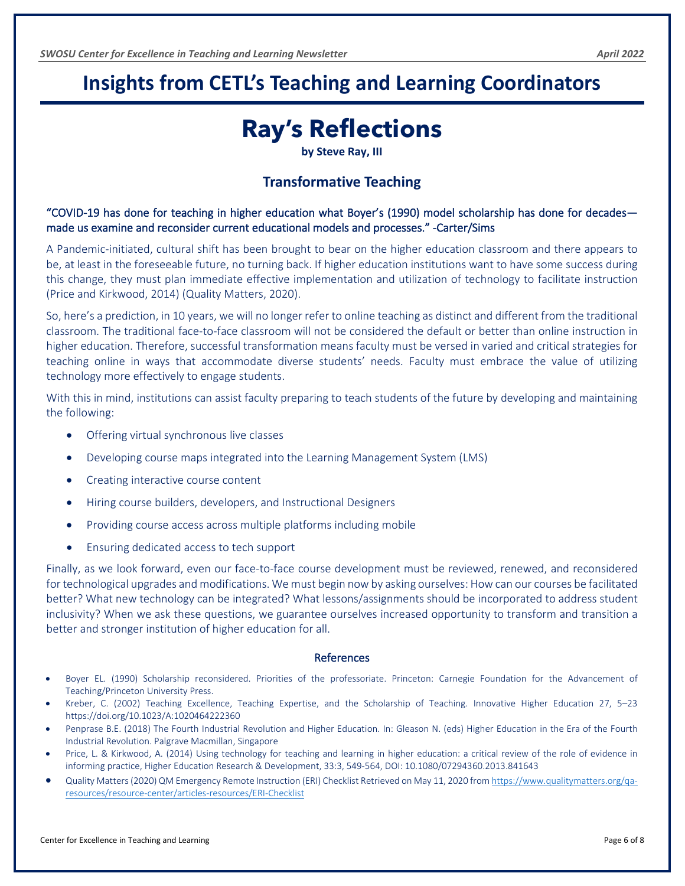# Insights from CETL's Teaching and Learning Coordinators

## Ray's Reflections

**by Steve Ray, III**

### Transformative Teaching

"COVID-19 has done for teaching in higher education what Boyer's (1990) model scholarship has done for decades—made us examine and reconsider current educational models and processes." -Carter/Sims

A Pandemic-initiated, cultural shift has been brought to bear on the higher education classroom and there appears to be, at least in the foreseeable future, no turning back. If higher education institutions want to have some success during this change, they must plan immediate effective implementation and utilization of technology to facilitate instruction (Price and Kirkwood, 2014) (Quality Matters, 2020).

So, here's a prediction, in 10 years, we will no longer refer to online teaching as distinct and different from the traditional classroom. The traditional face-to-face classroom will not be considered the default or better than online instruction in higher education. Therefore, successful transformation means faculty must be versed in varied and critical strategies for teaching online in ways that accommodate diverse students' needs. Faculty must embrace the value of utilizing technology more effectively to engage students.

With this in mind, institutions can assist faculty preparing to teach students of the future by developing and maintaining the following:

- Offering virtual synchronous live classes
- Developing course maps integrated into the Learning Management System (LMS)
- Creating interactive course content
- Hiring course builders, developers, and Instructional Designers
- Providing course access across multiple platforms including mobile
- Ensuring dedicated access to tech support

Finally, as we look forward, even our face-to-face course development must be reviewed, renewed, and reconsidered for technological upgrades and modifications. We must begin now by asking ourselves: How can our courses be facilitated better? What new technology can be integrated? What lessons/assignments should be incorporated to address student inclusivity? When we ask these questions, we guarantee ourselves increased opportunity to transform and transition a better and stronger institution of higher education for all.

#### References

- Boyer EL. (1990) Scholarship reconsidered. Priorities of the professoriate. Princeton: Carnegie Foundation for the Advancement of Teaching/Princeton University Press.
- Kreber, C. (2002) Teaching Excellence, Teaching Expertise, and the Scholarship of Teaching. Innovative Higher Education 27, 5–23 https://doi.org/10.1023/A:1020464222360
- Penprase B.E. (2018) The Fourth Industrial Revolution and Higher Education. In: Gleason N. (eds) Higher Education in the Era of the Fourth Industrial Revolution. Palgrave Macmillan, Singapore
- Price, L. & Kirkwood, A. (2014) Using technology for teaching and learning in higher education: a critical review of the role of evidence in informing practice, Higher Education Research & Development, 33:3, 549-564, DOI: 10.1080/07294360.2013.841643
- Quality Matters (2020) QM Emergency Remote Instruction (ERI) Checklist Retrieved on May 11, 2020 from https://www.qualitymatters.org/qa-resources/resource-center/articles-resources/ERI-Checklist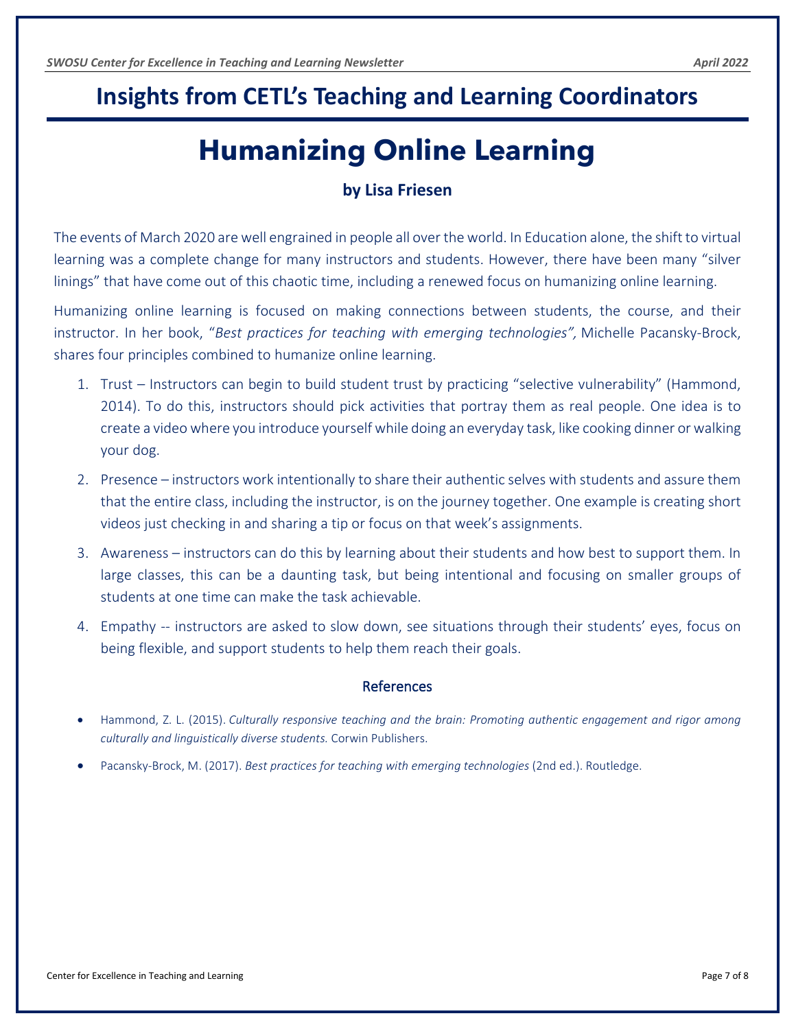## Insights from CETL's Teaching and Learning Coordinators

# Humanizing Online Learning

### by Lisa Friesen

The events of March 2020 are well engrained in people all over the world. In Education alone, the shift to virtual learning was a complete change for many instructors and students. However, there have been many "silver linings" that have come out of this chaotic time, including a renewed focus on humanizing online learning.

Humanizing online learning is focused on making connections between students, the course, and their instructor. In her book, "*Best practices for teaching with emerging technologies",* Michelle Pacansky-Brock, shares four principles combined to humanize online learning.

1. Trust – Instructors can begin to build student trust by practicing "selective vulnerability" (Hammond, 2014). To do this, instructors should pick activities that portray them as real people. One idea is to create a video where you introduce yourself while doing an everyday task, like cooking dinner or walking your dog.
2. Presence – instructors work intentionally to share their authentic selves with students and assure them that the entire class, including the instructor, is on the journey together. One example is creating short videos just checking in and sharing a tip or focus on that week's assignments.
3. Awareness – instructors can do this by learning about their students and how best to support them. In large classes, this can be a daunting task, but being intentional and focusing on smaller groups of students at one time can make the task achievable.
4. Empathy -- instructors are asked to slow down, see situations through their students' eyes, focus on being flexible, and support students to help them reach their goals.

#### References

- Hammond, Z. L. (2015). *Culturally responsive teaching and the brain: Promoting authentic engagement and rigor among culturally and linguistically diverse students.* Corwin Publishers.
- Pacansky-Brock, M. (2017). *Best practices for teaching with emerging technologies* (2nd ed.). Routledge.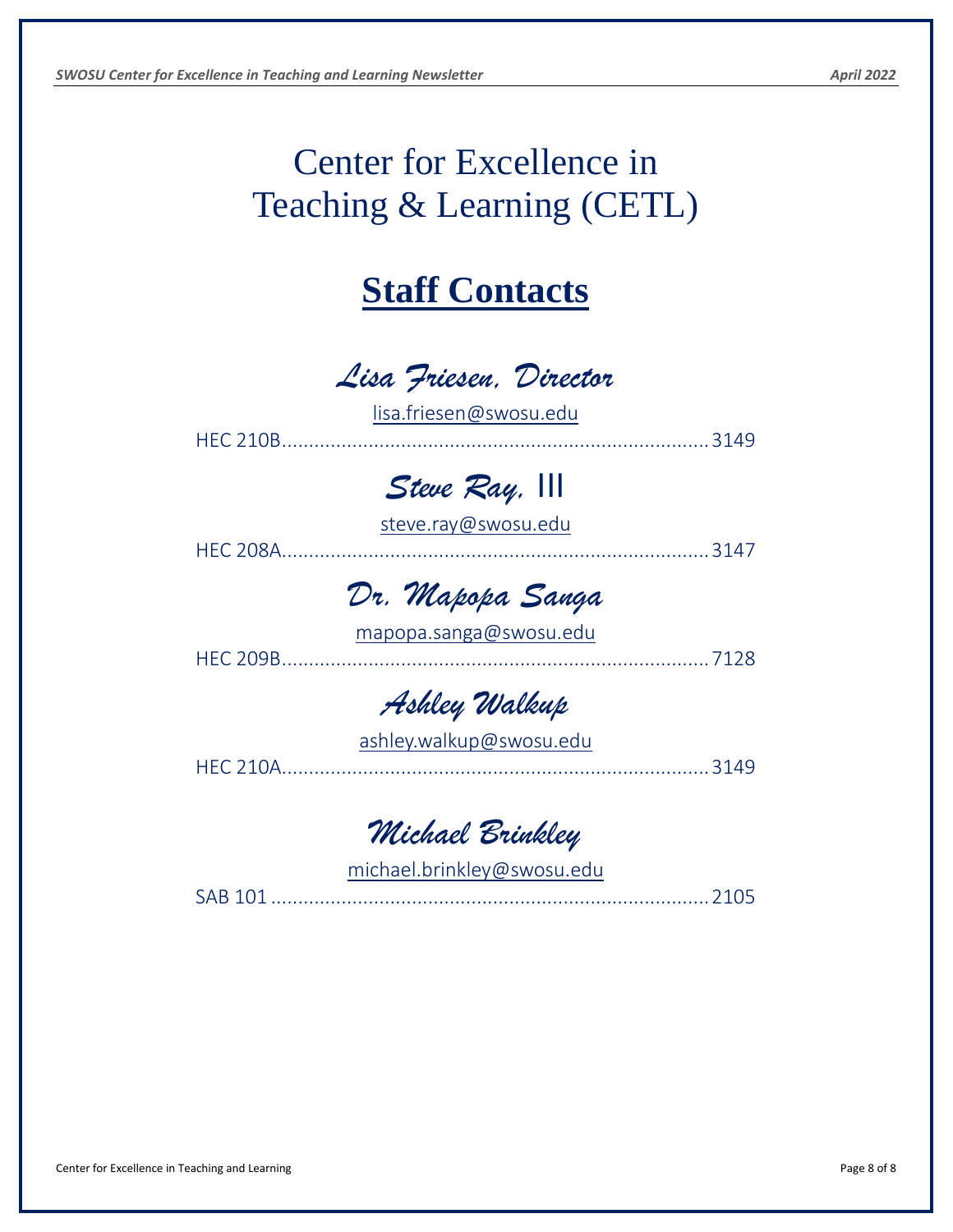# Center for Excellence in Teaching & Learning (CETL)

## Staff Contacts

### *Lisa Friesen, Director*

lisa.friesen@swosu.edu

HEC 210B............................................................................3149

### *Steve Ray,* III

steve.ray@swosu.edu

HEC 208A............................................................................3147

### *Dr. Mapopa Sanga*

mapopa.sanga@swosu.edu

HEC 209B............................................................................7128

### *Ashley Walkup*

ashley.walkup@swosu.edu

HEC 210A............................................................................3149

### *Michael Brinkley*

michael.brinkley@swosu.edu

SAB 101 ..............................................................................2105